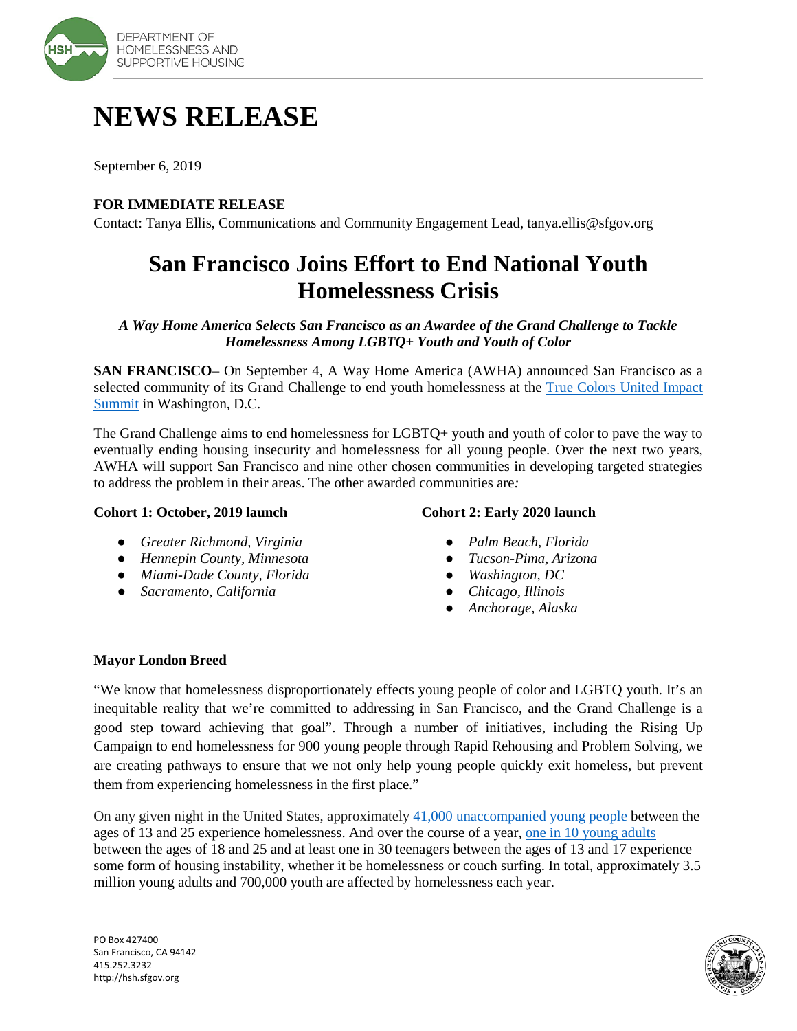DEPARTMENT OF HOMELESSNESS AND SUPPORTIVE HOUSING

# NEWS RELEASE

September 6, 2019

**FOR IMMEDIATE RELEASE**
Contact: Tanya Ellis, Communications and Community Engagement Lead, tanya.ellis@sfgov.org

## San Francisco Joins Effort to End National Youth Homelessness Crisis

***A Way Home America Selects San Francisco as an Awardee of the Grand Challenge to Tackle Homelessness Among LGBTQ+ Youth and Youth of Color***

**SAN FRANCISCO**– On September 4, A Way Home America (AWHA) announced San Francisco as a selected community of its Grand Challenge to end youth homelessness at the True Colors United Impact Summit in Washington, D.C.

The Grand Challenge aims to end homelessness for LGBTQ+ youth and youth of color to pave the way to eventually ending housing insecurity and homelessness for all young people. Over the next two years, AWHA will support San Francisco and nine other chosen communities in developing targeted strategies to address the problem in their areas. The other awarded communities are*:*

**Cohort 1: October, 2019 launch**

- *Greater Richmond, Virginia*
- *Hennepin County, Minnesota*
- *Miami-Dade County, Florida*
- *Sacramento, California*

**Cohort 2: Early 2020 launch**

- *Palm Beach, Florida*
- *Tucson-Pima, Arizona*
- *Washington, DC*
- *Chicago, Illinois*
- *Anchorage, Alaska*

**Mayor London Breed**

"We know that homelessness disproportionately effects young people of color and LGBTQ youth. It's an inequitable reality that we're committed to addressing in San Francisco, and the Grand Challenge is a good step toward achieving that goal". Through a number of initiatives, including the Rising Up Campaign to end homelessness for 900 young people through Rapid Rehousing and Problem Solving, we are creating pathways to ensure that we not only help young people quickly exit homeless, but prevent them from experiencing homelessness in the first place."

On any given night in the United States, approximately 41,000 unaccompanied young people between the ages of 13 and 25 experience homelessness. And over the course of a year, one in 10 young adults between the ages of 18 and 25 and at least one in 30 teenagers between the ages of 13 and 17 experience some form of housing instability, whether it be homelessness or couch surfing. In total, approximately 3.5 million young adults and 700,000 youth are affected by homelessness each year.

PO Box 427400
San Francisco, CA 94142
415.252.3232
http://hsh.sfgov.org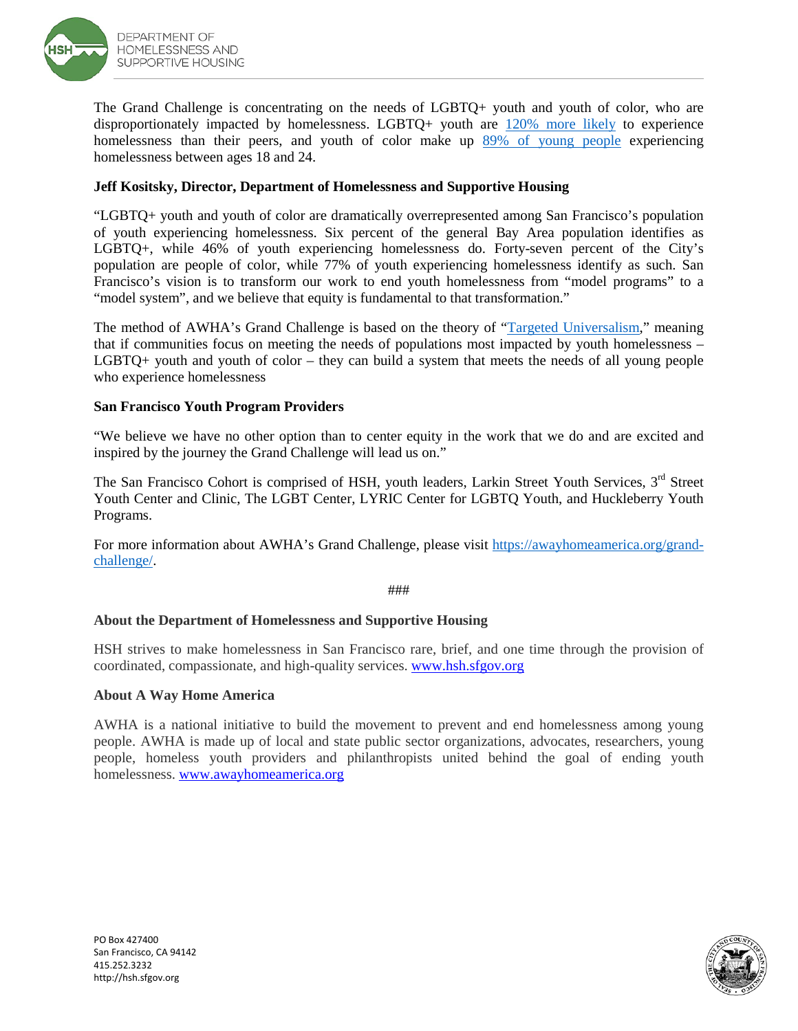The Grand Challenge is concentrating on the needs of LGBTQ+ youth and youth of color, who are disproportionately impacted by homelessness. LGBTQ+ youth are [120% more likely](#) to experience homelessness than their peers, and youth of color make up [89% of young people](#) experiencing homelessness between ages 18 and 24.

**Jeff Kositsky, Director, Department of Homelessness and Supportive Housing**

"LGBTQ+ youth and youth of color are dramatically overrepresented among San Francisco's population of youth experiencing homelessness. Six percent of the general Bay Area population identifies as LGBTQ+, while 46% of youth experiencing homelessness do. Forty-seven percent of the City's population are people of color, while 77% of youth experiencing homelessness identify as such. San Francisco's vision is to transform our work to end youth homelessness from "model programs" to a "model system", and we believe that equity is fundamental to that transformation."

The method of AWHA's Grand Challenge is based on the theory of "[Targeted Universalism](#)," meaning that if communities focus on meeting the needs of populations most impacted by youth homelessness – LGBTQ+ youth and youth of color – they can build a system that meets the needs of all young people who experience homelessness

**San Francisco Youth Program Providers**

"We believe we have no other option than to center equity in the work that we do and are excited and inspired by the journey the Grand Challenge will lead us on."

The San Francisco Cohort is comprised of HSH, youth leaders, Larkin Street Youth Services, 3rd Street Youth Center and Clinic, The LGBT Center, LYRIC Center for LGBTQ Youth, and Huckleberry Youth Programs.

For more information about AWHA's Grand Challenge, please visit https://awayhomeamerica.org/grand-challenge/.

###

**About the Department of Homelessness and Supportive Housing**

HSH strives to make homelessness in San Francisco rare, brief, and one time through the provision of coordinated, compassionate, and high-quality services. www.hsh.sfgov.org

**About A Way Home America**

AWHA is a national initiative to build the movement to prevent and end homelessness among young people. AWHA is made up of local and state public sector organizations, advocates, researchers, young people, homeless youth providers and philanthropists united behind the goal of ending youth homelessness. www.awayhomeamerica.org

PO Box 427400
San Francisco, CA 94142
415.252.3232
http://hsh.sfgov.org